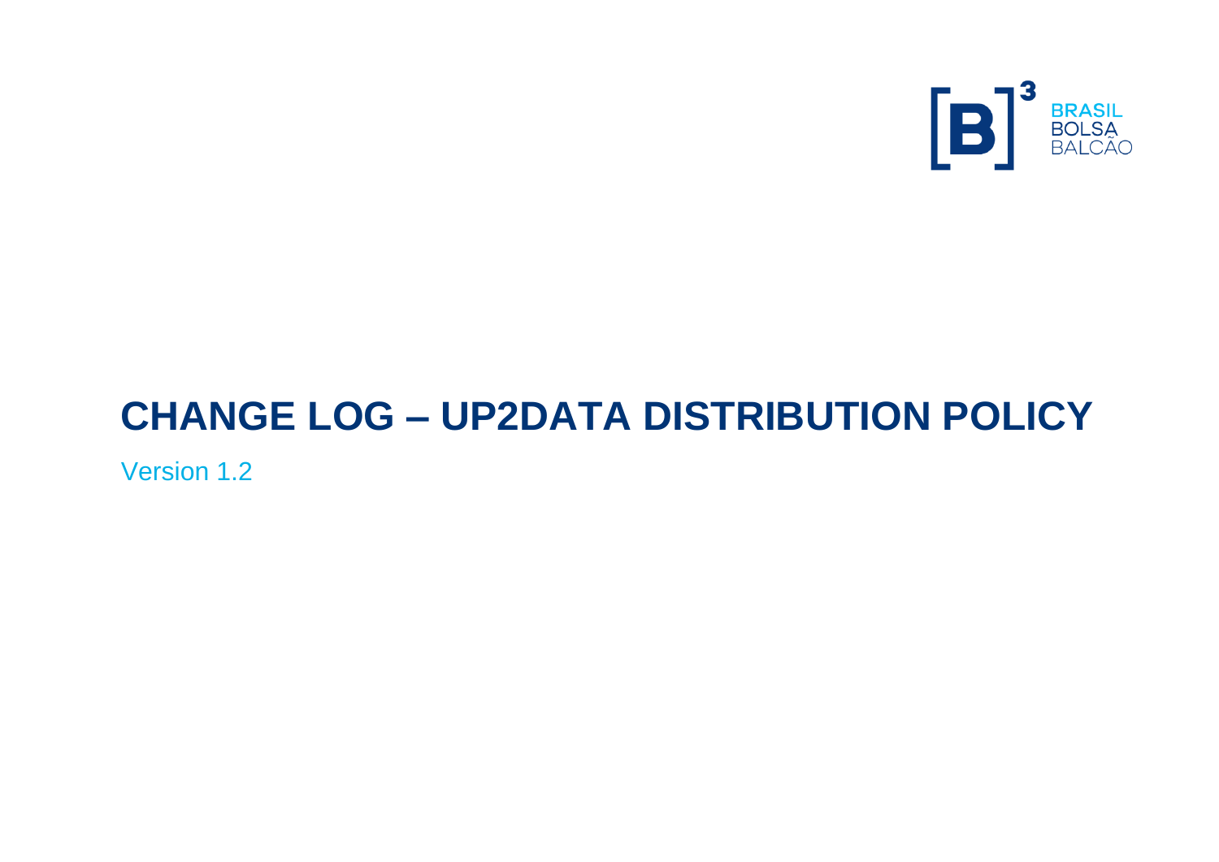# CHANGE LOG – UP2DATA DISTRIBUTION POLICY

Version 1.2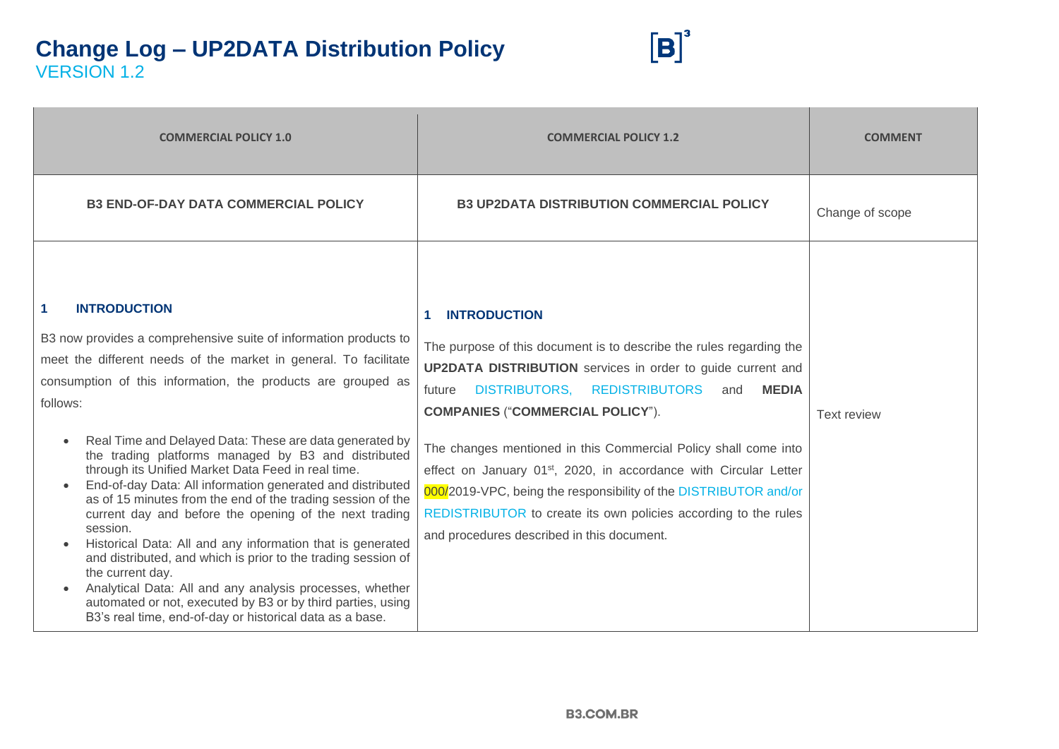# Change Log – UP2DATA Distribution Policy

VERSION 1.2

| COMMERCIAL POLICY 1.0 | COMMERCIAL POLICY 1.2 | COMMENT |
|---|---|---|
| **B3 END-OF-DAY DATA COMMERCIAL POLICY** | **B3 UP2DATA DISTRIBUTION COMMERCIAL POLICY** | Change of scope |
| **1 INTRODUCTION**<br><br>B3 now provides a comprehensive suite of information products to meet the different needs of the market in general. To facilitate consumption of this information, the products are grouped as follows:<br><br>• Real Time and Delayed Data: These are data generated by the trading platforms managed by B3 and distributed through its Unified Market Data Feed in real time.<br>• End-of-day Data: All information generated and distributed as of 15 minutes from the end of the trading session of the current day and before the opening of the next trading session.<br>• Historical Data: All and any information that is generated and distributed, and which is prior to the trading session of the current day.<br>• Analytical Data: All and any analysis processes, whether automated or not, executed by B3 or by third parties, using B3's real time, end-of-day or historical data as a base. | **1 INTRODUCTION**<br><br>The purpose of this document is to describe the rules regarding the **UP2DATA DISTRIBUTION** services in order to guide current and future DISTRIBUTORS, REDISTRIBUTORS and **MEDIA COMPANIES** ("**COMMERCIAL POLICY**").<br><br>The changes mentioned in this Commercial Policy shall come into effect on January 01st, 2020, in accordance with Circular Letter 000/2019-VPC, being the responsibility of the DISTRIBUTOR and/or REDISTRIBUTOR to create its own policies according to the rules and procedures described in this document. | Text review |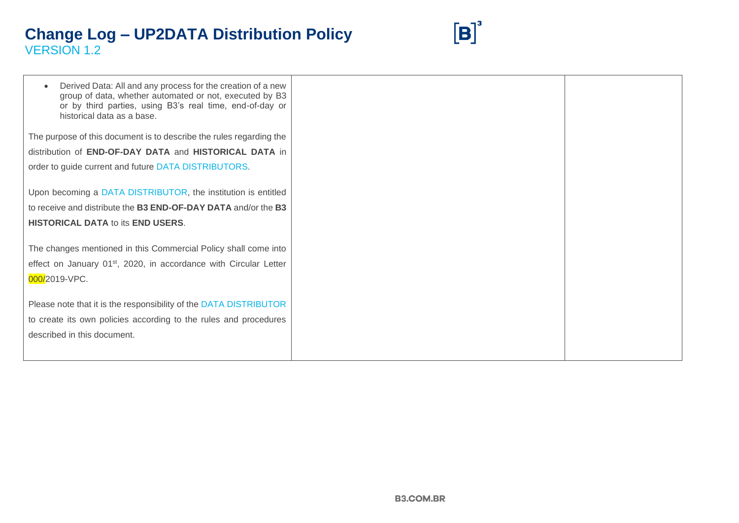| | | |
|---|---|---|
| • Derived Data: All and any process for the creation of a new group of data, whether automated or not, executed by B3 or by third parties, using B3's real time, end-of-day or historical data as a base.<br><br>The purpose of this document is to describe the rules regarding the distribution of **END-OF-DAY DATA** and **HISTORICAL DATA** in order to guide current and future DATA DISTRIBUTORS.<br><br>Upon becoming a DATA DISTRIBUTOR, the institution is entitled to receive and distribute the **B3 END-OF-DAY DATA** and/or the **B3 HISTORICAL DATA** to its **END USERS**.<br><br>The changes mentioned in this Commercial Policy shall come into effect on January 01st, 2020, in accordance with Circular Letter 000/2019-VPC.<br><br>Please note that it is the responsibility of the DATA DISTRIBUTOR to create its own policies according to the rules and procedures described in this document. | | |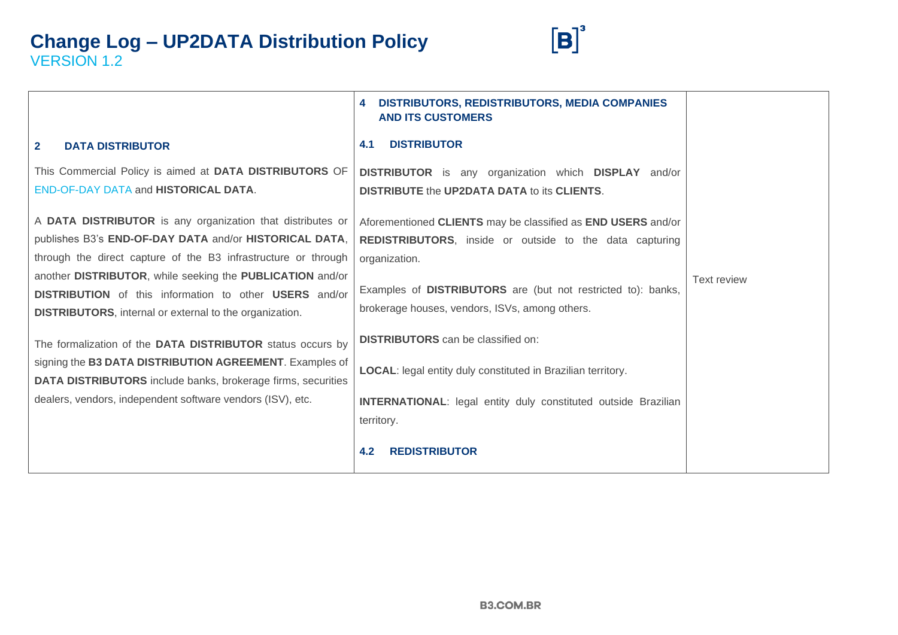# Change Log – UP2DATA Distribution Policy

VERSION 1.2

| | | |
|---|---|---|
| **2 DATA DISTRIBUTOR**<br><br>This Commercial Policy is aimed at **DATA DISTRIBUTORS** OF END-OF-DAY DATA and **HISTORICAL DATA**.<br><br>A **DATA DISTRIBUTOR** is any organization that distributes or publishes B3's **END-OF-DAY DATA** and/or **HISTORICAL DATA**, through the direct capture of the B3 infrastructure or through another **DISTRIBUTOR**, while seeking the **PUBLICATION** and/or **DISTRIBUTION** of this information to other **USERS** and/or **DISTRIBUTORS**, internal or external to the organization.<br><br>The formalization of the **DATA DISTRIBUTOR** status occurs by signing the **B3 DATA DISTRIBUTION AGREEMENT**. Examples of **DATA DISTRIBUTORS** include banks, brokerage firms, securities dealers, vendors, independent software vendors (ISV), etc. | **4 DISTRIBUTORS, REDISTRIBUTORS, MEDIA COMPANIES AND ITS CUSTOMERS**<br><br>**4.1 DISTRIBUTOR**<br><br>**DISTRIBUTOR** is any organization which **DISPLAY** and/or **DISTRIBUTE** the **UP2DATA DATA** to its **CLIENTS**.<br><br>Aforementioned **CLIENTS** may be classified as **END USERS** and/or **REDISTRIBUTORS**, inside or outside to the data capturing organization.<br><br>Examples of **DISTRIBUTORS** are (but not restricted to): banks, brokerage houses, vendors, ISVs, among others.<br><br>**DISTRIBUTORS** can be classified on:<br><br>**LOCAL**: legal entity duly constituted in Brazilian territory.<br><br>**INTERNATIONAL**: legal entity duly constituted outside Brazilian territory.<br><br>**4.2 REDISTRIBUTOR** | Text review |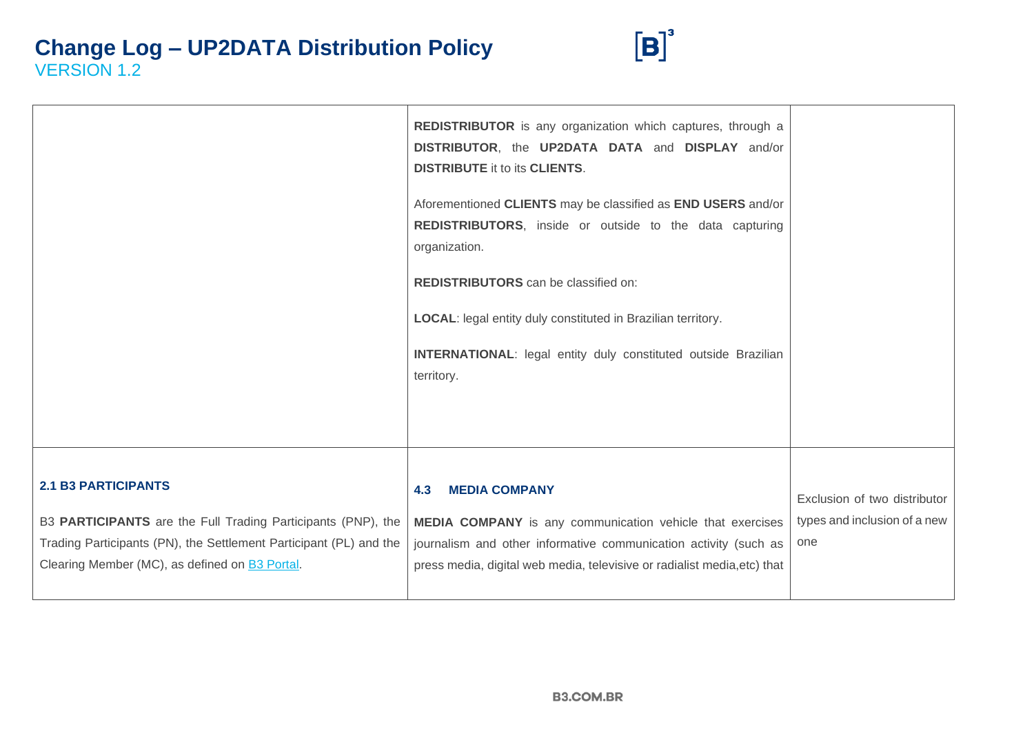| | | |
|---|---|---|
| | **REDISTRIBUTOR** is any organization which captures, through a **DISTRIBUTOR**, the **UP2DATA DATA** and **DISPLAY** and/or **DISTRIBUTE** it to its **CLIENTS**.<br><br>Aforementioned **CLIENTS** may be classified as **END USERS** and/or **REDISTRIBUTORS**, inside or outside to the data capturing organization.<br><br>**REDISTRIBUTORS** can be classified on:<br><br>**LOCAL**: legal entity duly constituted in Brazilian territory.<br><br>**INTERNATIONAL**: legal entity duly constituted outside Brazilian territory. | |
| **2.1 B3 PARTICIPANTS**<br><br>B3 **PARTICIPANTS** are the Full Trading Participants (PNP), the Trading Participants (PN), the Settlement Participant (PL) and the Clearing Member (MC), as defined on [B3 Portal](). | **4.3 MEDIA COMPANY**<br><br>**MEDIA COMPANY** is any communication vehicle that exercises journalism and other informative communication activity (such as press media, digital web media, televisive or radialist media,etc) that | Exclusion of two distributor types and inclusion of a new one |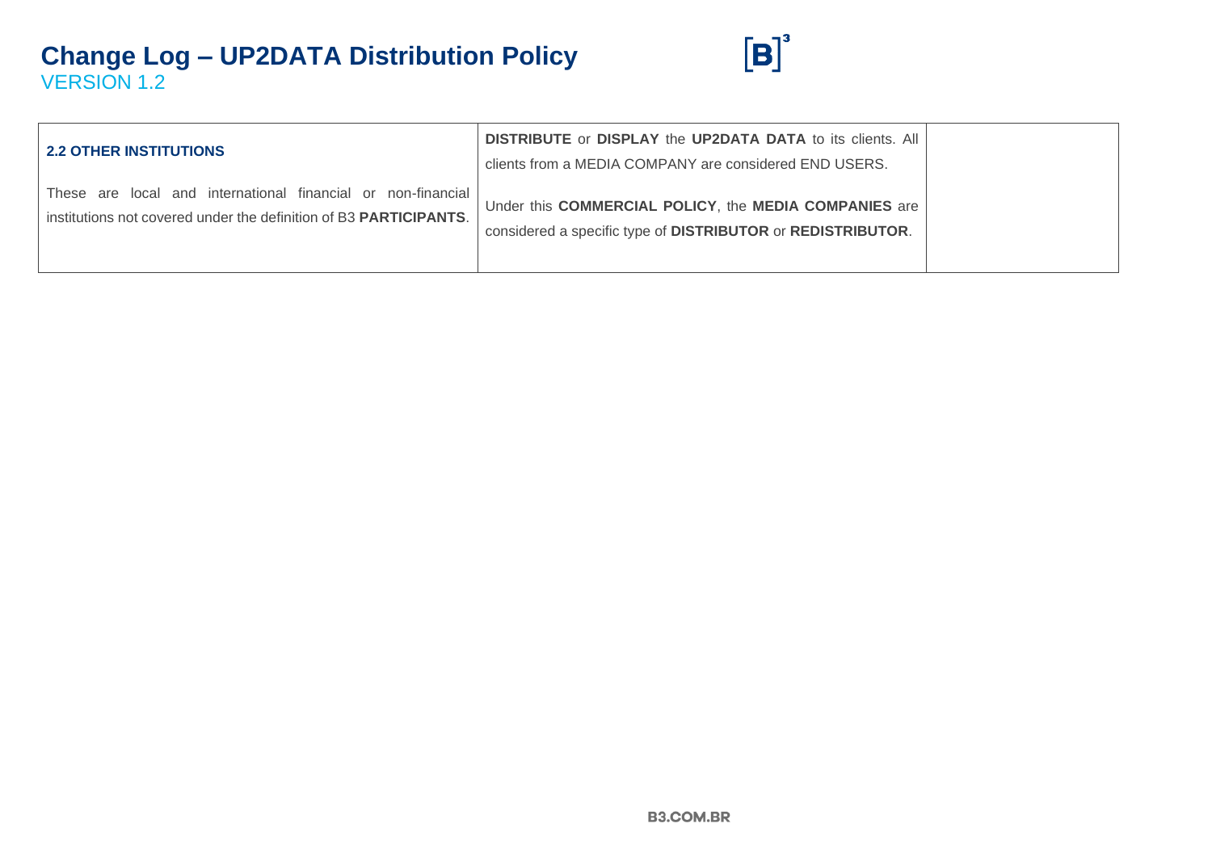| | | |
|---|---|---|
| **2.2 OTHER INSTITUTIONS**<br><br>These are local and international financial or non-financial institutions not covered under the definition of B3 **PARTICIPANTS**. | **DISTRIBUTE** or **DISPLAY** the **UP2DATA DATA** to its clients. All clients from a MEDIA COMPANY are considered END USERS.<br><br>Under this **COMMERCIAL POLICY**, the **MEDIA COMPANIES** are considered a specific type of **DISTRIBUTOR** or **REDISTRIBUTOR**. | |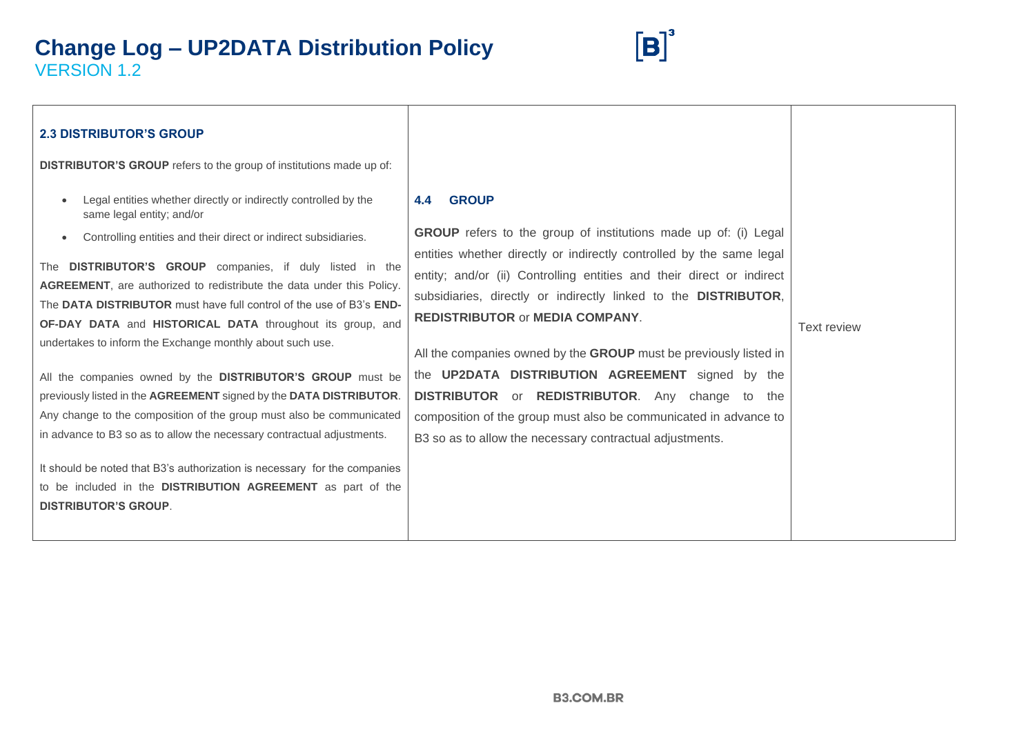# Change Log – UP2DATA Distribution Policy
VERSION 1.2

| | | |
|---|---|---|
| **2.3 DISTRIBUTOR'S GROUP**<br><br>**DISTRIBUTOR'S GROUP** refers to the group of institutions made up of:<br><br>• Legal entities whether directly or indirectly controlled by the same legal entity; and/or<br>• Controlling entities and their direct or indirect subsidiaries.<br><br>The **DISTRIBUTOR'S GROUP** companies, if duly listed in the **AGREEMENT**, are authorized to redistribute the data under this Policy. The **DATA DISTRIBUTOR** must have full control of the use of B3's **END-OF-DAY DATA** and **HISTORICAL DATA** throughout its group, and undertakes to inform the Exchange monthly about such use.<br><br>All the companies owned by the **DISTRIBUTOR'S GROUP** must be previously listed in the **AGREEMENT** signed by the **DATA DISTRIBUTOR**. Any change to the composition of the group must also be communicated in advance to B3 so as to allow the necessary contractual adjustments.<br><br>It should be noted that B3's authorization is necessary for the companies to be included in the **DISTRIBUTION AGREEMENT** as part of the **DISTRIBUTOR'S GROUP**. | **4.4 GROUP**<br><br>**GROUP** refers to the group of institutions made up of: (i) Legal entities whether directly or indirectly controlled by the same legal entity; and/or (ii) Controlling entities and their direct or indirect subsidiaries, directly or indirectly linked to the **DISTRIBUTOR**, **REDISTRIBUTOR** or **MEDIA COMPANY**.<br><br>All the companies owned by the **GROUP** must be previously listed in the **UP2DATA DISTRIBUTION AGREEMENT** signed by the **DISTRIBUTOR** or **REDISTRIBUTOR**. Any change to the composition of the group must also be communicated in advance to B3 so as to allow the necessary contractual adjustments. | Text review |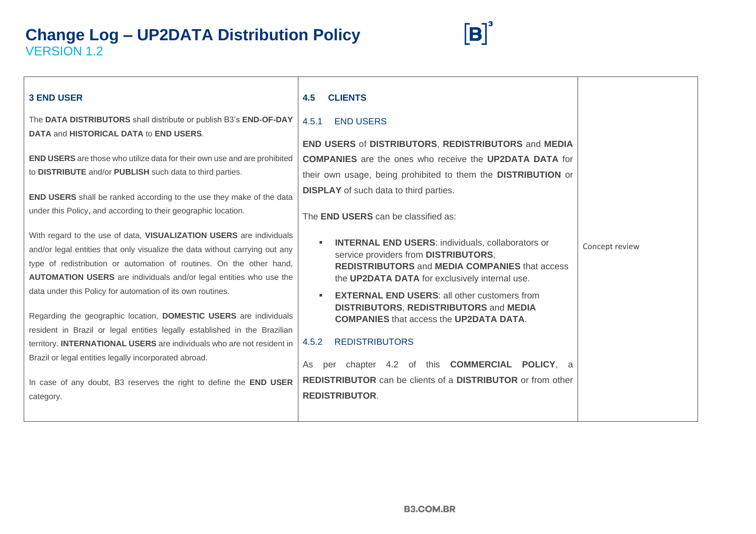# Change Log – UP2DATA Distribution Policy

VERSION 1.2

| **3 END USER**<br><br>The **DATA DISTRIBUTORS** shall distribute or publish B3's **END-OF-DAY DATA** and **HISTORICAL DATA** to **END USERS**.<br><br>**END USERS** are those who utilize data for their own use and are prohibited to **DISTRIBUTE** and/or **PUBLISH** such data to third parties.<br><br>**END USERS** shall be ranked according to the use they make of the data under this Policy, and according to their geographic location.<br><br>With regard to the use of data, **VISUALIZATION USERS** are individuals and/or legal entities that only visualize the data without carrying out any type of redistribution or automation of routines. On the other hand, **AUTOMATION USERS** are individuals and/or legal entities who use the data under this Policy for automation of its own routines.<br><br>Regarding the geographic location, **DOMESTIC USERS** are individuals resident in Brazil or legal entities legally established in the Brazilian territory. **INTERNATIONAL USERS** are individuals who are not resident in Brazil or legal entities legally incorporated abroad.<br><br>In case of any doubt, B3 reserves the right to define the **END USER** category. | **4.5 CLIENTS**<br><br>4.5.1 END USERS<br><br>**END USERS** of **DISTRIBUTORS**, **REDISTRIBUTORS** and **MEDIA COMPANIES** are the ones who receive the **UP2DATA DATA** for their own usage, being prohibited to them the **DISTRIBUTION** or **DISPLAY** of such data to third parties.<br><br>The **END USERS** can be classified as:<br><br>▪ **INTERNAL END USERS**: individuals, collaborators or service providers from **DISTRIBUTORS**, **REDISTRIBUTORS** and **MEDIA COMPANIES** that access the **UP2DATA DATA** for exclusively internal use.<br>▪ **EXTERNAL END USERS**: all other customers from **DISTRIBUTORS**, **REDISTRIBUTORS** and **MEDIA COMPANIES** that access the **UP2DATA DATA**.<br><br>4.5.2 REDISTRIBUTORS<br><br>As per chapter 4.2 of this **COMMERCIAL POLICY**, a **REDISTRIBUTOR** can be clients of a **DISTRIBUTOR** or from other **REDISTRIBUTOR**. | Concept review |
|---|---|---|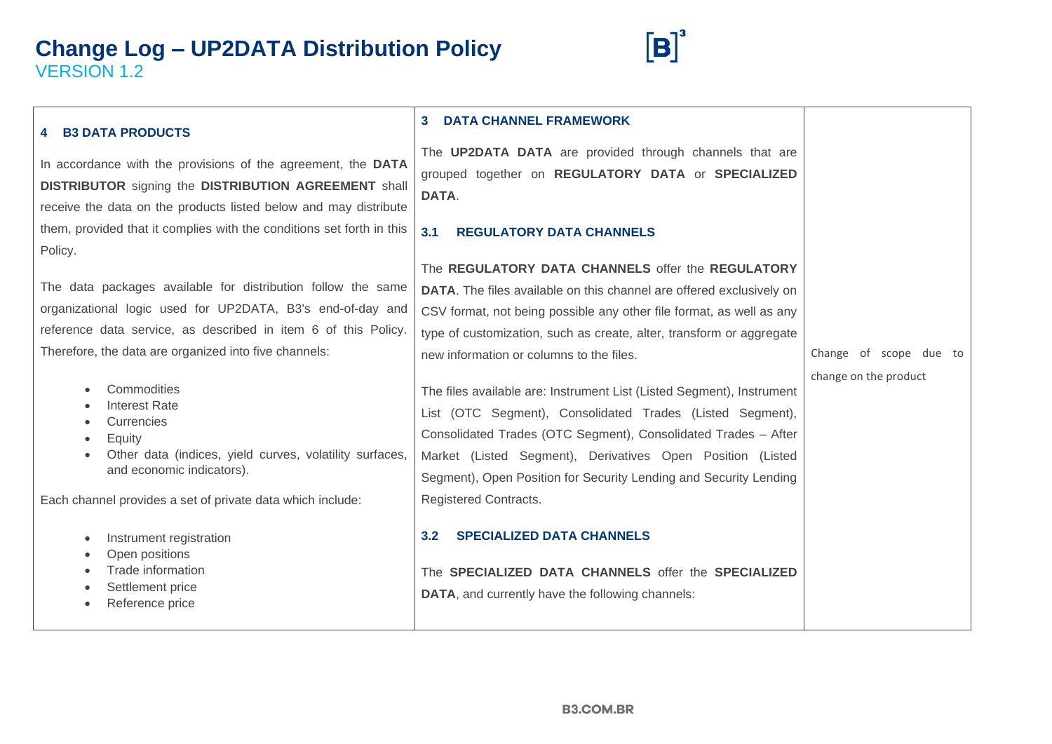# Change Log – UP2DATA Distribution Policy

VERSION 1.2

| | | |
|---|---|---|
| **4 B3 DATA PRODUCTS**<br><br>In accordance with the provisions of the agreement, the **DATA DISTRIBUTOR** signing the **DISTRIBUTION AGREEMENT** shall receive the data on the products listed below and may distribute them, provided that it complies with the conditions set forth in this Policy.<br><br>The data packages available for distribution follow the same organizational logic used for UP2DATA, B3's end-of-day and reference data service, as described in item 6 of this Policy. Therefore, the data are organized into five channels:<br><br>• Commodities<br>• Interest Rate<br>• Currencies<br>• Equity<br>• Other data (indices, yield curves, volatility surfaces, and economic indicators).<br><br>Each channel provides a set of private data which include:<br><br>• Instrument registration<br>• Open positions<br>• Trade information<br>• Settlement price<br>• Reference price | **3 DATA CHANNEL FRAMEWORK**<br><br>The **UP2DATA DATA** are provided through channels that are grouped together on **REGULATORY DATA** or **SPECIALIZED DATA**.<br><br>**3.1 REGULATORY DATA CHANNELS**<br><br>The **REGULATORY DATA CHANNELS** offer the **REGULATORY DATA**. The files available on this channel are offered exclusively on CSV format, not being possible any other file format, as well as any type of customization, such as create, alter, transform or aggregate new information or columns to the files.<br><br>The files available are: Instrument List (Listed Segment), Instrument List (OTC Segment), Consolidated Trades (Listed Segment), Consolidated Trades (OTC Segment), Consolidated Trades – After Market (Listed Segment), Derivatives Open Position (Listed Segment), Open Position for Security Lending and Security Lending Registered Contracts.<br><br>**3.2 SPECIALIZED DATA CHANNELS**<br><br>The **SPECIALIZED DATA CHANNELS** offer the **SPECIALIZED DATA**, and currently have the following channels: | Change of scope due to change on the product |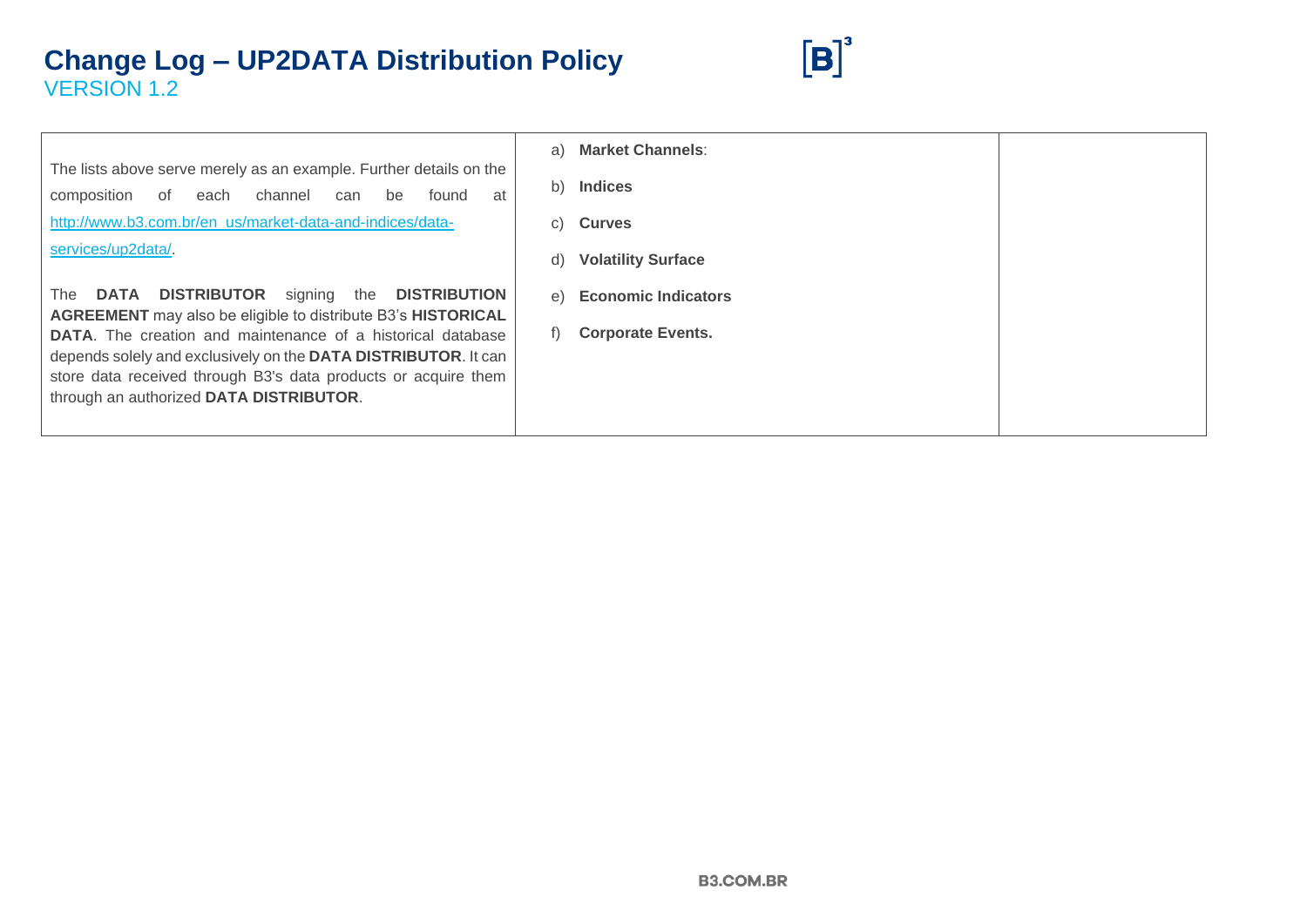# Change Log – UP2DATA Distribution Policy

VERSION 1.2

| | | |
|---|---|---|
| The lists above serve merely as an example. Further details on the composition of each channel can be found at [http://www.b3.com.br/en_us/market-data-and-indices/data-services/up2data/](http://www.b3.com.br/en_us/market-data-and-indices/data-services/up2data/).<br><br>The **DATA DISTRIBUTOR** signing the **DISTRIBUTION AGREEMENT** may also be eligible to distribute B3's **HISTORICAL DATA**. The creation and maintenance of a historical database depends solely and exclusively on the **DATA DISTRIBUTOR**. It can store data received through B3's data products or acquire them through an authorized **DATA DISTRIBUTOR**. | a) **Market Channels**:<br>b) **Indices**<br>c) **Curves**<br>d) **Volatility Surface**<br>e) **Economic Indicators**<br>f) **Corporate Events.** | |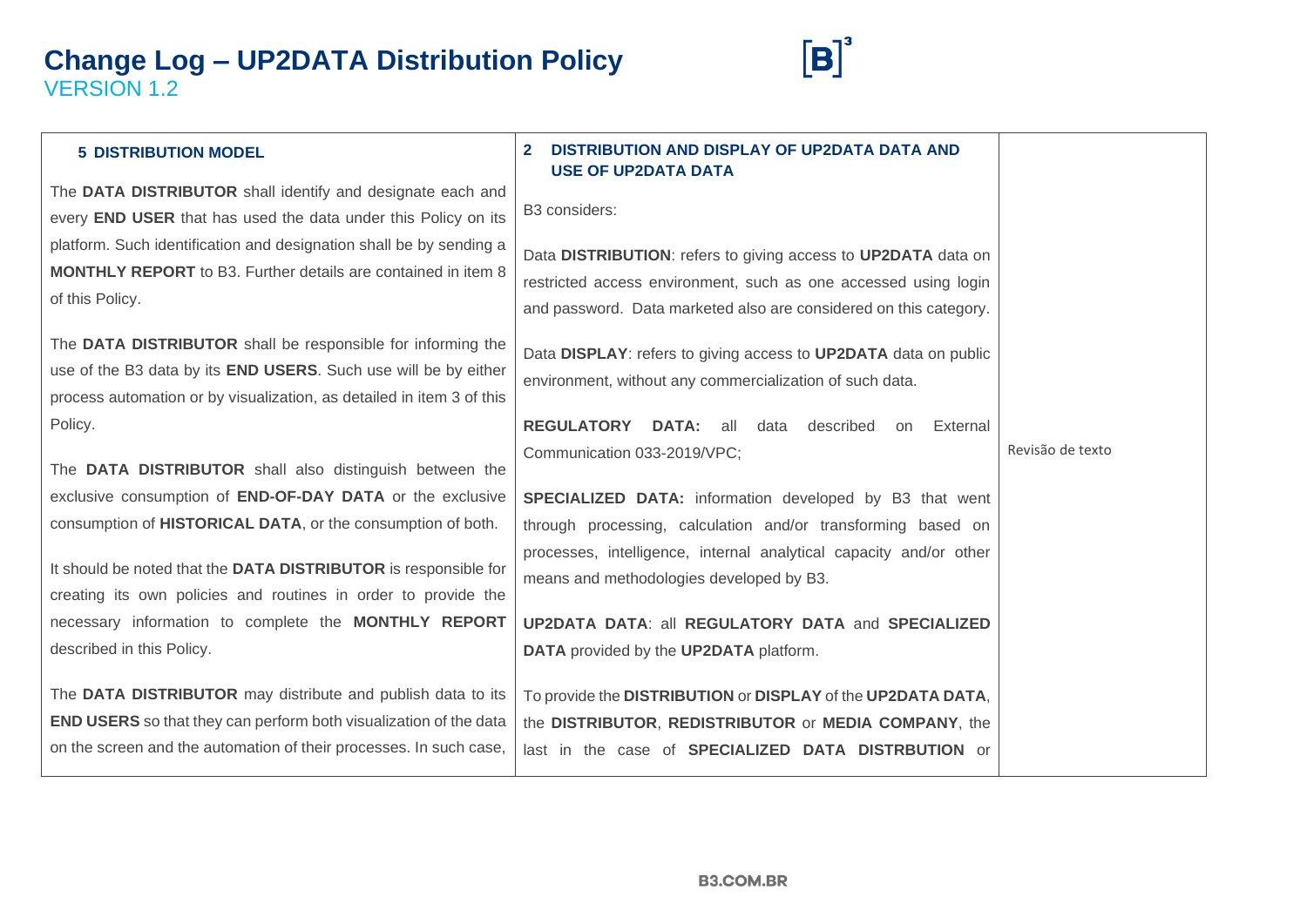# Change Log – UP2DATA Distribution Policy

VERSION 1.2

| **5 DISTRIBUTION MODEL**<br><br>The **DATA DISTRIBUTOR** shall identify and designate each and every **END USER** that has used the data under this Policy on its platform. Such identification and designation shall be by sending a **MONTHLY REPORT** to B3. Further details are contained in item 8 of this Policy.<br><br>The **DATA DISTRIBUTOR** shall be responsible for informing the use of the B3 data by its **END USERS**. Such use will be by either process automation or by visualization, as detailed in item 3 of this Policy.<br><br>The **DATA DISTRIBUTOR** shall also distinguish between the exclusive consumption of **END-OF-DAY DATA** or the exclusive consumption of **HISTORICAL DATA**, or the consumption of both.<br><br>It should be noted that the **DATA DISTRIBUTOR** is responsible for creating its own policies and routines in order to provide the necessary information to complete the **MONTHLY REPORT** described in this Policy.<br><br>The **DATA DISTRIBUTOR** may distribute and publish data to its **END USERS** so that they can perform both visualization of the data on the screen and the automation of their processes. In such case, | **2 DISTRIBUTION AND DISPLAY OF UP2DATA DATA AND USE OF UP2DATA DATA**<br><br>B3 considers:<br><br>Data **DISTRIBUTION**: refers to giving access to **UP2DATA** data on restricted access environment, such as one accessed using login and password. Data marketed also are considered on this category.<br><br>Data **DISPLAY**: refers to giving access to **UP2DATA** data on public environment, without any commercialization of such data.<br><br>**REGULATORY DATA:** all data described on External Communication 033-2019/VPC;<br><br>**SPECIALIZED DATA:** information developed by B3 that went through processing, calculation and/or transforming based on processes, intelligence, internal analytical capacity and/or other means and methodologies developed by B3.<br><br>**UP2DATA DATA**: all **REGULATORY DATA** and **SPECIALIZED DATA** provided by the **UP2DATA** platform.<br><br>To provide the **DISTRIBUTION** or **DISPLAY** of the **UP2DATA DATA**, the **DISTRIBUTOR**, **REDISTRIBUTOR** or **MEDIA COMPANY**, the last in the case of **SPECIALIZED DATA DISTRBUTION** or | Revisão de texto |
|---|---|---|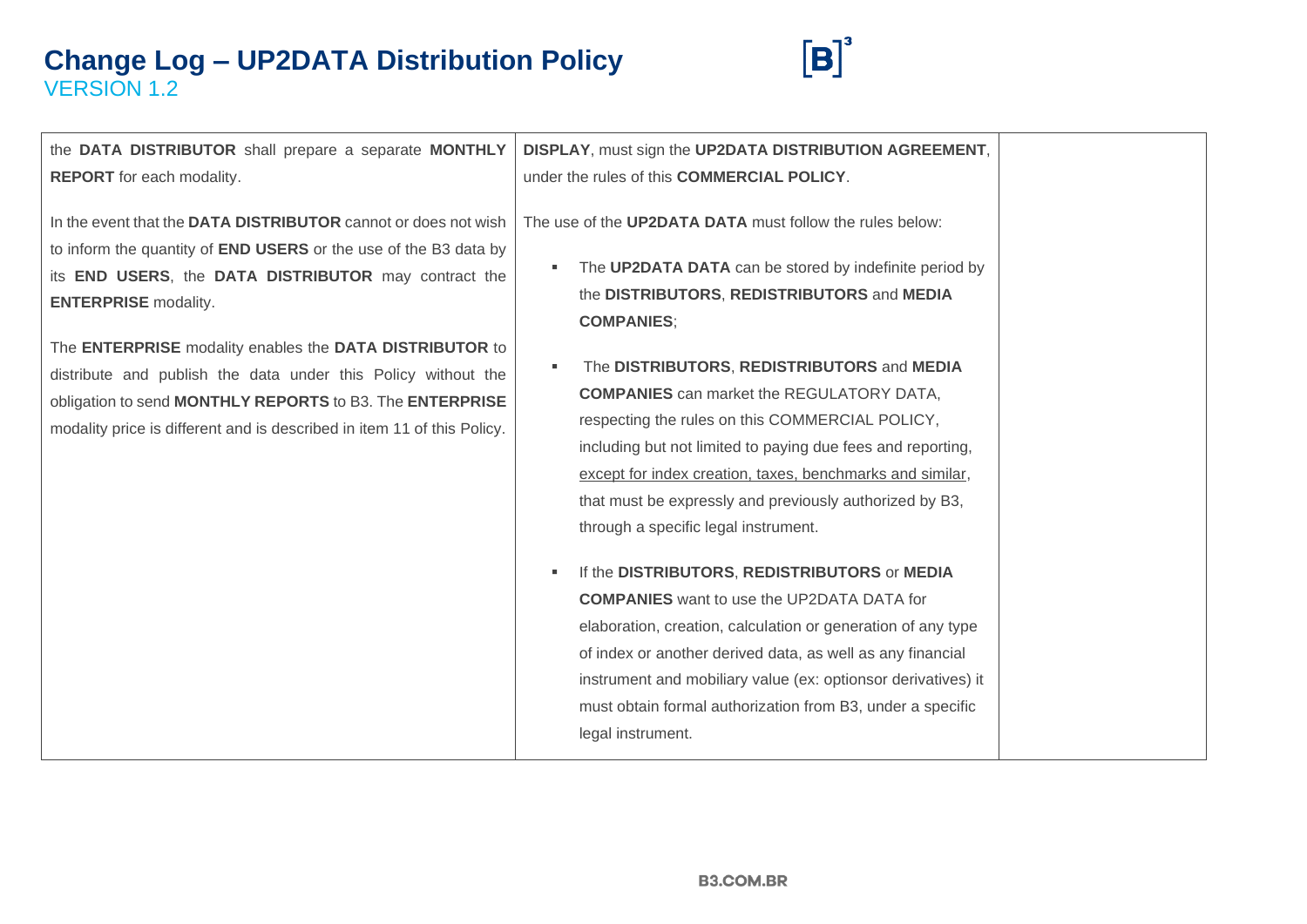# Change Log – UP2DATA Distribution Policy

VERSION 1.2

| | | |
|---|---|---|
| the **DATA DISTRIBUTOR** shall prepare a separate **MONTHLY REPORT** for each modality.<br><br>In the event that the **DATA DISTRIBUTOR** cannot or does not wish to inform the quantity of **END USERS** or the use of the B3 data by its **END USERS**, the **DATA DISTRIBUTOR** may contract the **ENTERPRISE** modality.<br><br>The **ENTERPRISE** modality enables the **DATA DISTRIBUTOR** to distribute and publish the data under this Policy without the obligation to send **MONTHLY REPORTS** to B3. The **ENTERPRISE** modality price is different and is described in item 11 of this Policy. | **DISPLAY**, must sign the **UP2DATA DISTRIBUTION AGREEMENT**, under the rules of this **COMMERCIAL POLICY**.<br><br>The use of the **UP2DATA DATA** must follow the rules below:<br><br>▪ The **UP2DATA DATA** can be stored by indefinite period by the **DISTRIBUTORS**, **REDISTRIBUTORS** and **MEDIA COMPANIES**;<br><br>▪ The **DISTRIBUTORS**, **REDISTRIBUTORS** and **MEDIA COMPANIES** can market the REGULATORY DATA, respecting the rules on this COMMERCIAL POLICY, including but not limited to paying due fees and reporting, <u>except for index creation, taxes, benchmarks and similar</u>, that must be expressly and previously authorized by B3, through a specific legal instrument.<br><br>▪ If the **DISTRIBUTORS**, **REDISTRIBUTORS** or **MEDIA COMPANIES** want to use the UP2DATA DATA for elaboration, creation, calculation or generation of any type of index or another derived data, as well as any financial instrument and mobiliary value (ex: optionsor derivatives) it must obtain formal authorization from B3, under a specific legal instrument. | |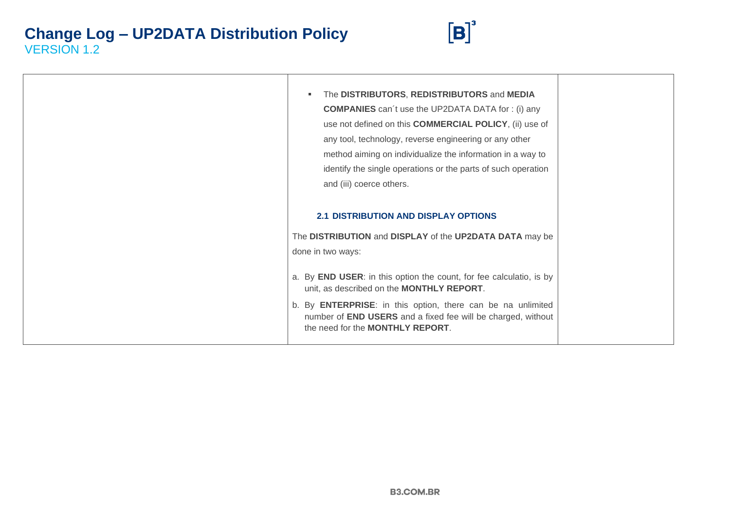# Change Log – UP2DATA Distribution Policy

VERSION 1.2

| | | |
|---|---|---|
| | ▪ The **DISTRIBUTORS**, **REDISTRIBUTORS** and **MEDIA COMPANIES** can´t use the UP2DATA DATA for : (i) any use not defined on this **COMMERCIAL POLICY**, (ii) use of any tool, technology, reverse engineering or any other method aiming on individualize the information in a way to identify the single operations or the parts of such operation and (iii) coerce others.<br><br>**2.1 DISTRIBUTION AND DISPLAY OPTIONS**<br><br>The **DISTRIBUTION** and **DISPLAY** of the **UP2DATA DATA** may be done in two ways:<br><br>a. By **END USER**: in this option the count, for fee calculatio, is by unit, as described on the **MONTHLY REPORT**.<br>b. By **ENTERPRISE**: in this option, there can be na unlimited number of **END USERS** and a fixed fee will be charged, without the need for the **MONTHLY REPORT**. | |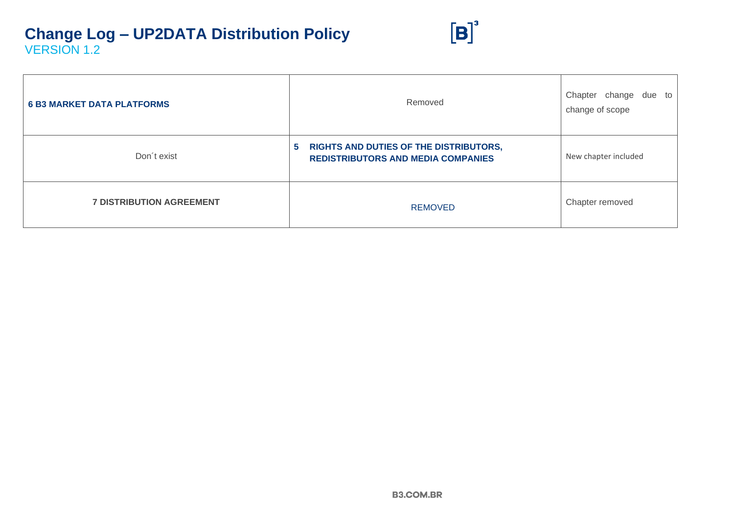# Change Log – UP2DATA Distribution Policy

VERSION 1.2

| | | |
|---|---|---|
| **6 B3 MARKET DATA PLATFORMS** | Removed | Chapter change due to change of scope |
| Don´t exist | **5 RIGHTS AND DUTIES OF THE DISTRIBUTORS, REDISTRIBUTORS AND MEDIA COMPANIES** | New chapter included |
| **7 DISTRIBUTION AGREEMENT** | REMOVED | Chapter removed |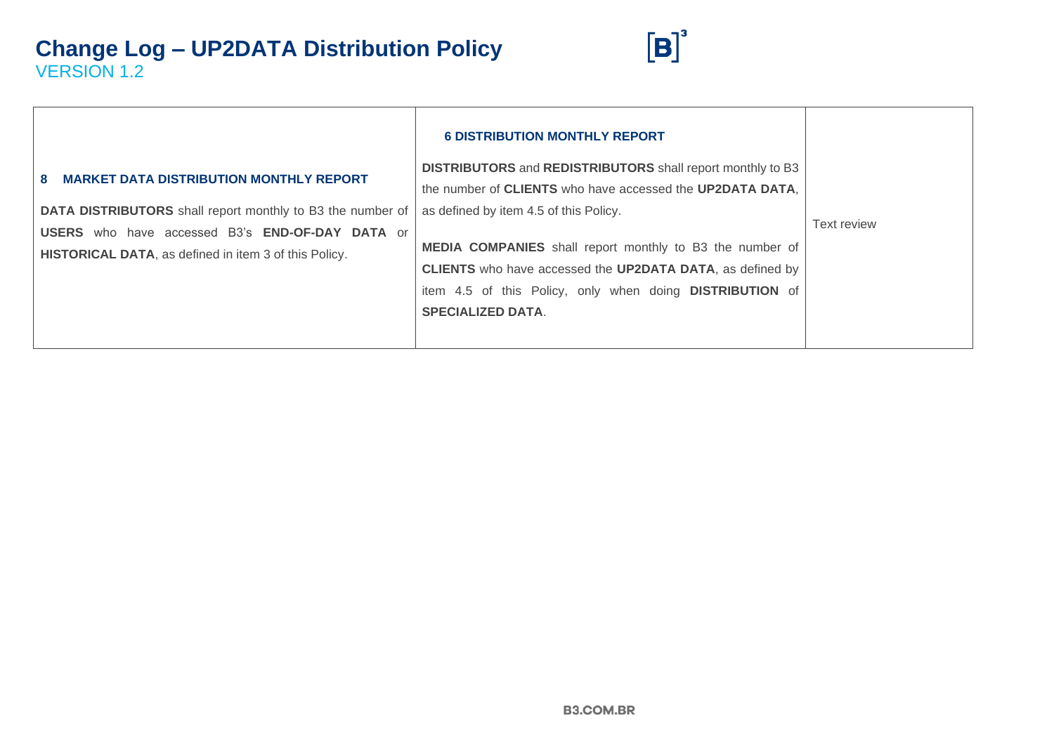| | | |
|---|---|---|
| **8 MARKET DATA DISTRIBUTION MONTHLY REPORT**<br><br>**DATA DISTRIBUTORS** shall report monthly to B3 the number of **USERS** who have accessed B3's **END-OF-DAY DATA** or **HISTORICAL DATA**, as defined in item 3 of this Policy. | **6 DISTRIBUTION MONTHLY REPORT**<br><br>**DISTRIBUTORS** and **REDISTRIBUTORS** shall report monthly to B3 the number of **CLIENTS** who have accessed the **UP2DATA DATA**, as defined by item 4.5 of this Policy.<br><br>**MEDIA COMPANIES** shall report monthly to B3 the number of **CLIENTS** who have accessed the **UP2DATA DATA**, as defined by item 4.5 of this Policy, only when doing **DISTRIBUTION** of **SPECIALIZED DATA**. | Text review |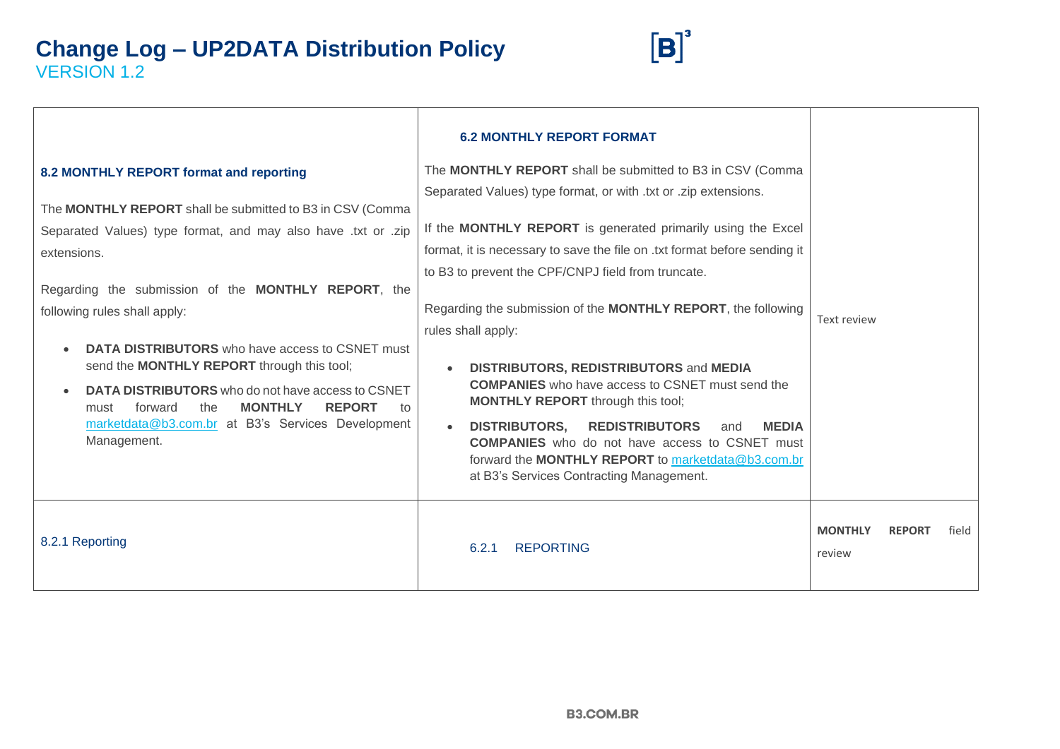# Change Log – UP2DATA Distribution Policy
VERSION 1.2

| | | |
|---|---|---|
| **8.2 MONTHLY REPORT format and reporting**<br><br>The **MONTHLY REPORT** shall be submitted to B3 in CSV (Comma Separated Values) type format, and may also have .txt or .zip extensions.<br><br>Regarding the submission of the **MONTHLY REPORT**, the following rules shall apply:<br><br>• **DATA DISTRIBUTORS** who have access to CSNET must send the **MONTHLY REPORT** through this tool;<br>• **DATA DISTRIBUTORS** who do not have access to CSNET must forward the **MONTHLY REPORT** to marketdata@b3.com.br at B3's Services Development Management. | **6.2 MONTHLY REPORT FORMAT**<br><br>The **MONTHLY REPORT** shall be submitted to B3 in CSV (Comma Separated Values) type format, or with .txt or .zip extensions.<br><br>If the **MONTHLY REPORT** is generated primarily using the Excel format, it is necessary to save the file on .txt format before sending it to B3 to prevent the CPF/CNPJ field from truncate.<br><br>Regarding the submission of the **MONTHLY REPORT**, the following rules shall apply:<br><br>• **DISTRIBUTORS, REDISTRIBUTORS** and **MEDIA COMPANIES** who have access to CSNET must send the **MONTHLY REPORT** through this tool;<br>• **DISTRIBUTORS, REDISTRIBUTORS** and **MEDIA COMPANIES** who do not have access to CSNET must forward the **MONTHLY REPORT** to marketdata@b3.com.br at B3's Services Contracting Management. | Text review |
| 8.2.1 Reporting | 6.2.1 REPORTING | **MONTHLY REPORT** field review |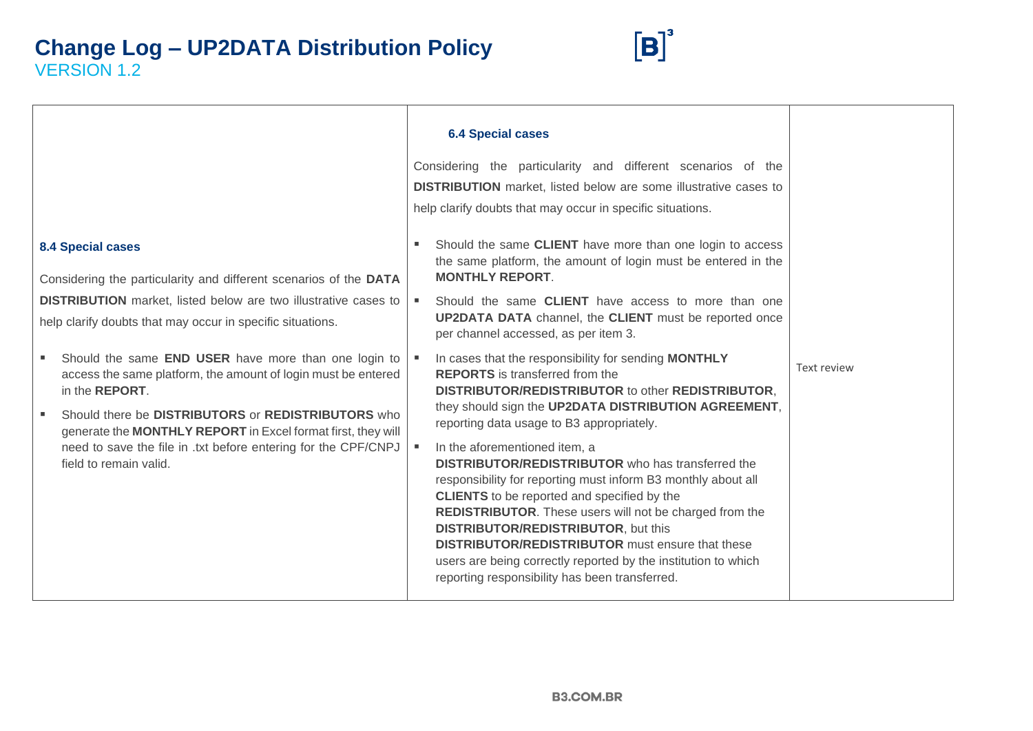# Change Log – UP2DATA Distribution Policy
VERSION 1.2

| | | |
|---|---|---|
| **8.4 Special cases**<br><br>Considering the particularity and different scenarios of the **DATA DISTRIBUTION** market, listed below are two illustrative cases to help clarify doubts that may occur in specific situations.<br><br>▪ Should the same **END USER** have more than one login to access the same platform, the amount of login must be entered in the **REPORT**.<br>▪ Should there be **DISTRIBUTORS** or **REDISTRIBUTORS** who generate the **MONTHLY REPORT** in Excel format first, they will need to save the file in .txt before entering for the CPF/CNPJ field to remain valid. | **6.4 Special cases**<br><br>Considering the particularity and different scenarios of the **DISTRIBUTION** market, listed below are some illustrative cases to help clarify doubts that may occur in specific situations.<br><br>▪ Should the same **CLIENT** have more than one login to access the same platform, the amount of login must be entered in the **MONTHLY REPORT**.<br>▪ Should the same **CLIENT** have access to more than one **UP2DATA DATA** channel, the **CLIENT** must be reported once per channel accessed, as per item 3.<br>▪ In cases that the responsibility for sending **MONTHLY REPORTS** is transferred from the **DISTRIBUTOR/REDISTRIBUTOR** to other **REDISTRIBUTOR**, they should sign the **UP2DATA DISTRIBUTION AGREEMENT**, reporting data usage to B3 appropriately.<br>▪ In the aforementioned item, a **DISTRIBUTOR/REDISTRIBUTOR** who has transferred the responsibility for reporting must inform B3 monthly about all **CLIENTS** to be reported and specified by the **REDISTRIBUTOR**. These users will not be charged from the **DISTRIBUTOR/REDISTRIBUTOR**, but this **DISTRIBUTOR/REDISTRIBUTOR** must ensure that these users are being correctly reported by the institution to which reporting responsibility has been transferred. | Text review |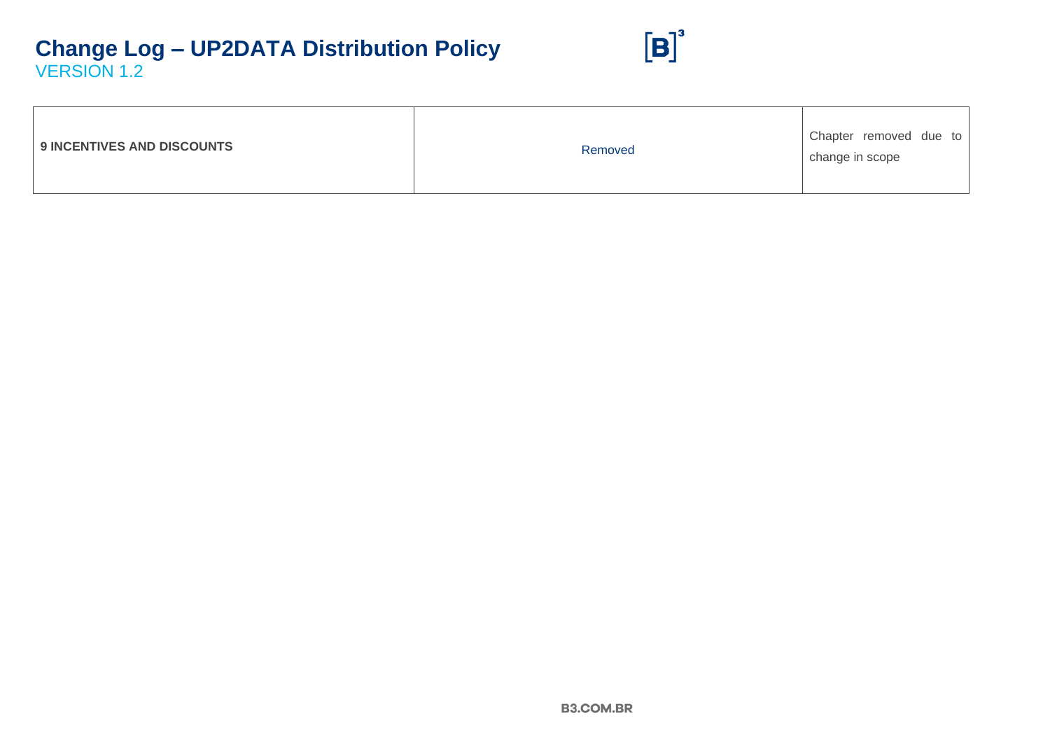# Change Log – UP2DATA Distribution Policy

VERSION 1.2

| | | |
|---|---|---|
| **9 INCENTIVES AND DISCOUNTS** | Removed | Chapter removed due to change in scope |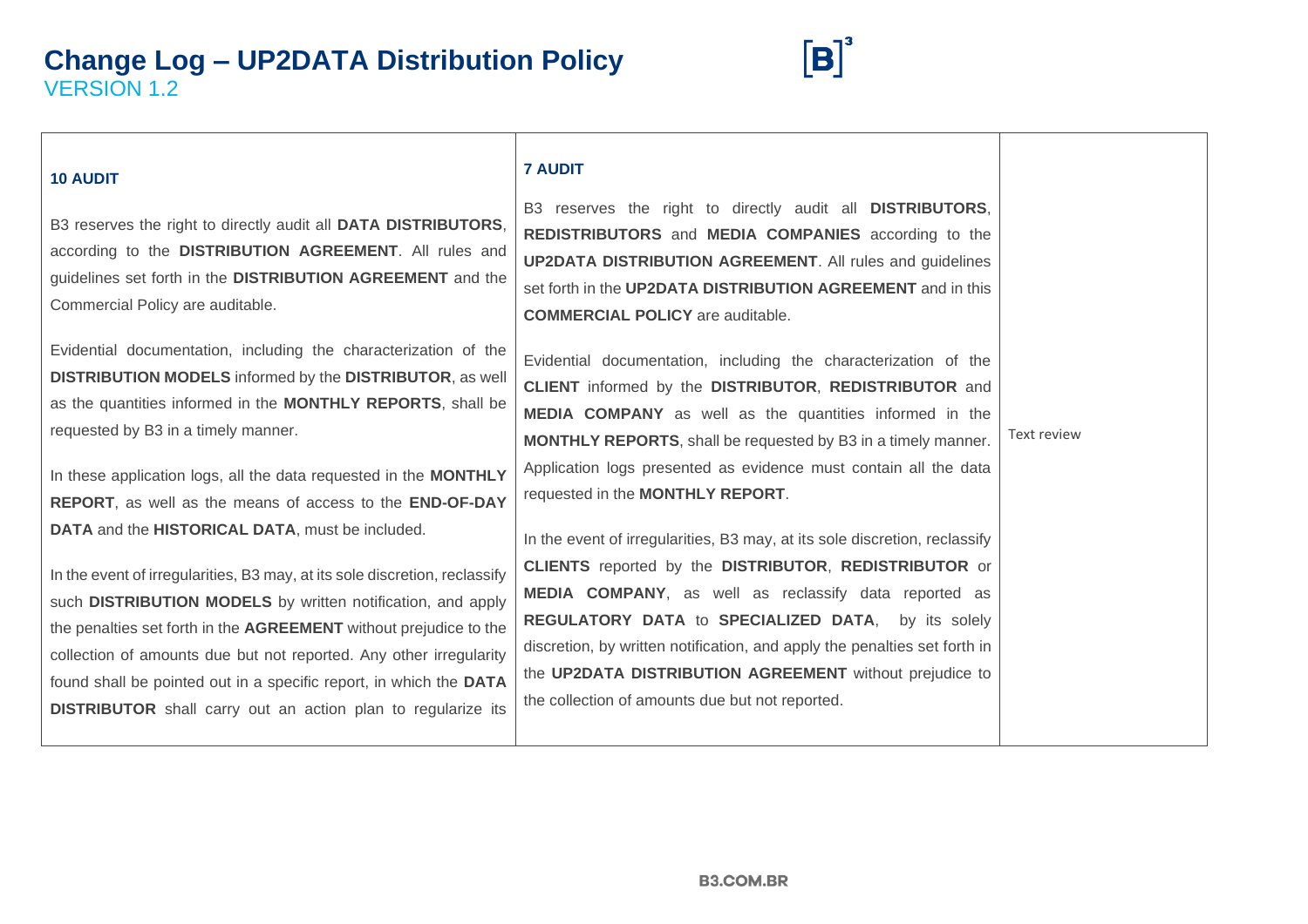# Change Log – UP2DATA Distribution Policy

VERSION 1.2

| | | |
|---|---|---|
| **10 AUDIT**<br><br>B3 reserves the right to directly audit all **DATA DISTRIBUTORS**, according to the **DISTRIBUTION AGREEMENT**. All rules and guidelines set forth in the **DISTRIBUTION AGREEMENT** and the Commercial Policy are auditable.<br><br>Evidential documentation, including the characterization of the **DISTRIBUTION MODELS** informed by the **DISTRIBUTOR**, as well as the quantities informed in the **MONTHLY REPORTS**, shall be requested by B3 in a timely manner.<br><br>In these application logs, all the data requested in the **MONTHLY REPORT**, as well as the means of access to the **END-OF-DAY DATA** and the **HISTORICAL DATA**, must be included.<br><br>In the event of irregularities, B3 may, at its sole discretion, reclassify such **DISTRIBUTION MODELS** by written notification, and apply the penalties set forth in the **AGREEMENT** without prejudice to the collection of amounts due but not reported. Any other irregularity found shall be pointed out in a specific report, in which the **DATA DISTRIBUTOR** shall carry out an action plan to regularize its | **7 AUDIT**<br><br>B3 reserves the right to directly audit all **DISTRIBUTORS**, **REDISTRIBUTORS** and **MEDIA COMPANIES** according to the **UP2DATA DISTRIBUTION AGREEMENT**. All rules and guidelines set forth in the **UP2DATA DISTRIBUTION AGREEMENT** and in this **COMMERCIAL POLICY** are auditable.<br><br>Evidential documentation, including the characterization of the **CLIENT** informed by the **DISTRIBUTOR**, **REDISTRIBUTOR** and **MEDIA COMPANY** as well as the quantities informed in the **MONTHLY REPORTS**, shall be requested by B3 in a timely manner. Application logs presented as evidence must contain all the data requested in the **MONTHLY REPORT**.<br><br>In the event of irregularities, B3 may, at its sole discretion, reclassify **CLIENTS** reported by the **DISTRIBUTOR**, **REDISTRIBUTOR** or **MEDIA COMPANY**, as well as reclassify data reported as **REGULATORY DATA** to **SPECIALIZED DATA**, by its solely discretion, by written notification, and apply the penalties set forth in the **UP2DATA DISTRIBUTION AGREEMENT** without prejudice to the collection of amounts due but not reported. | Text review |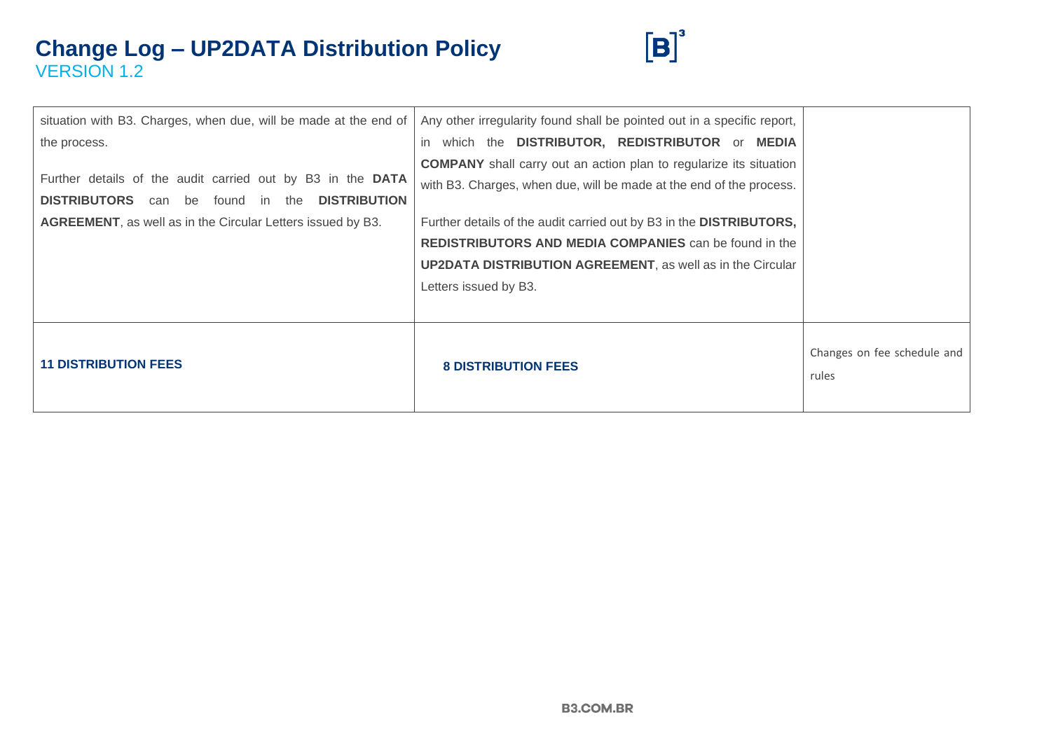| | | |
|---|---|---|
| situation with B3. Charges, when due, will be made at the end of the process.<br><br>Further details of the audit carried out by B3 in the **DATA DISTRIBUTORS** can be found in the **DISTRIBUTION AGREEMENT**, as well as in the Circular Letters issued by B3. | Any other irregularity found shall be pointed out in a specific report, in which the **DISTRIBUTOR, REDISTRIBUTOR** or **MEDIA COMPANY** shall carry out an action plan to regularize its situation with B3. Charges, when due, will be made at the end of the process.<br><br>Further details of the audit carried out by B3 in the **DISTRIBUTORS, REDISTRIBUTORS AND MEDIA COMPANIES** can be found in the **UP2DATA DISTRIBUTION AGREEMENT**, as well as in the Circular Letters issued by B3. | |
| **11 DISTRIBUTION FEES** | **8 DISTRIBUTION FEES** | Changes on fee schedule and rules |